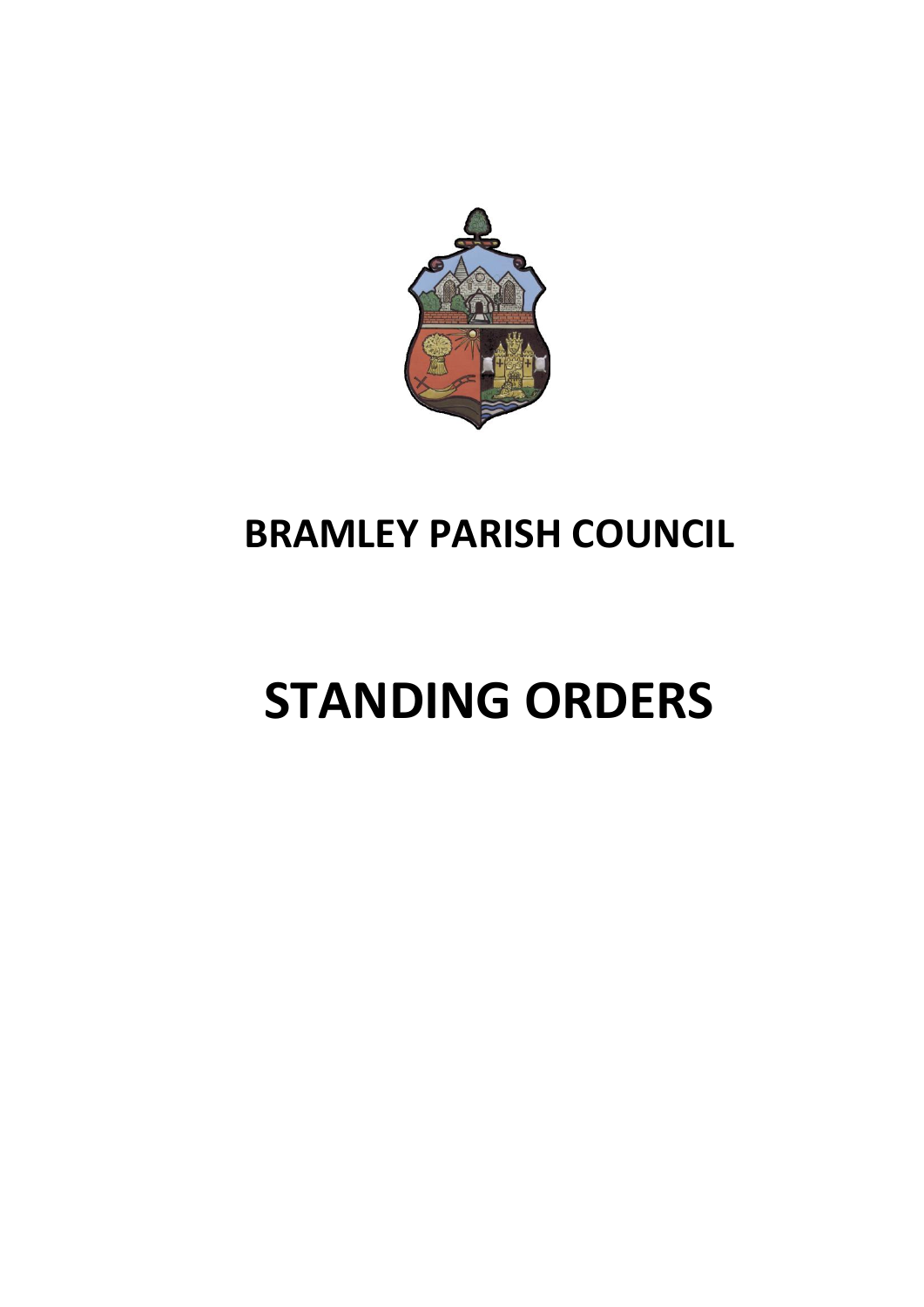# BRAMLEY PARISH COUNCIL

# STANDING ORDERS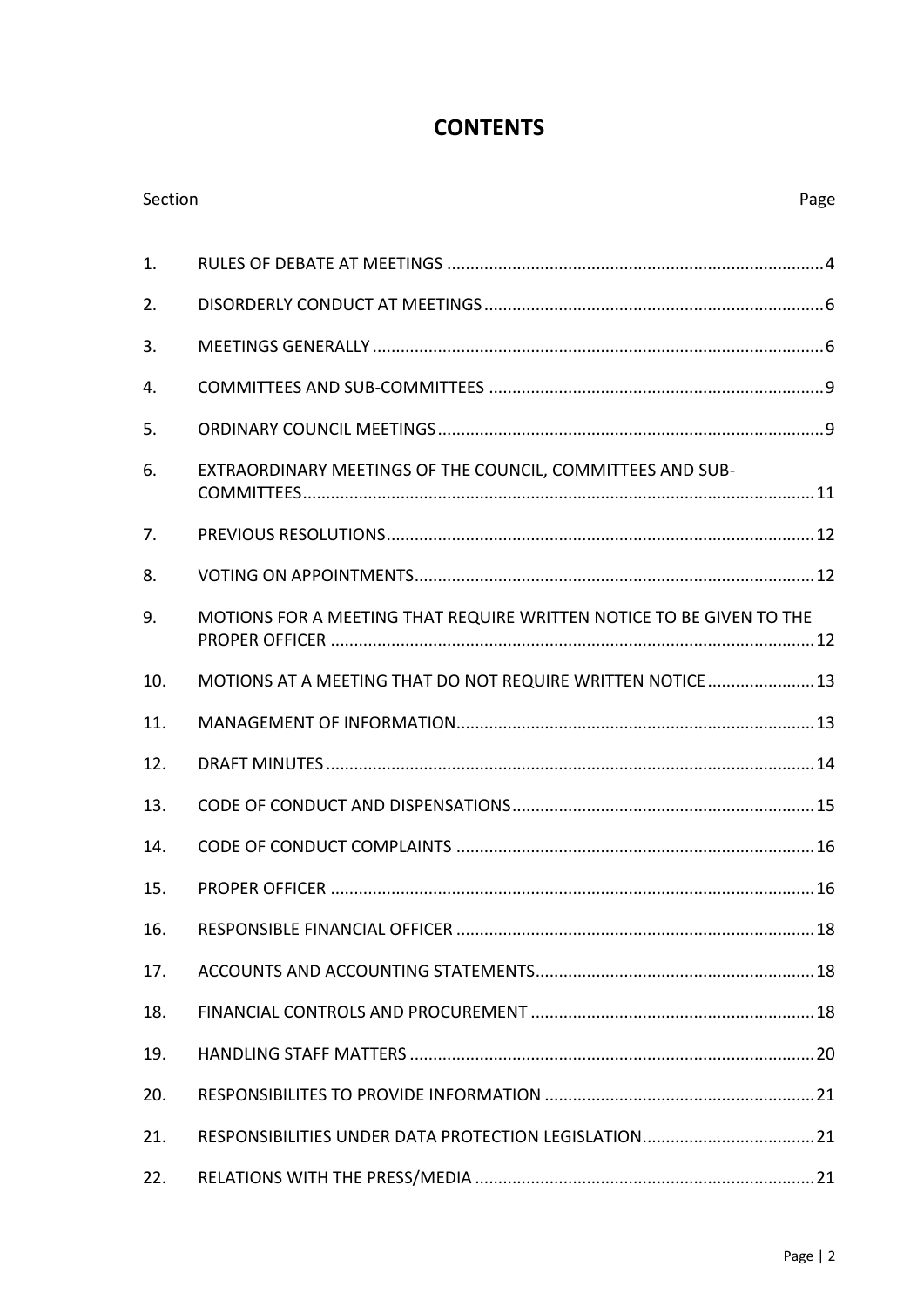# CONTENTS

| Section | | Page |
|---|---|---|
| 1. | RULES OF DEBATE AT MEETINGS | 4 |
| 2. | DISORDERLY CONDUCT AT MEETINGS | 6 |
| 3. | MEETINGS GENERALLY | 6 |
| 4. | COMMITTEES AND SUB-COMMITTEES | 9 |
| 5. | ORDINARY COUNCIL MEETINGS | 9 |
| 6. | EXTRAORDINARY MEETINGS OF THE COUNCIL, COMMITTEES AND SUB-COMMITTEES | 11 |
| 7. | PREVIOUS RESOLUTIONS | 12 |
| 8. | VOTING ON APPOINTMENTS | 12 |
| 9. | MOTIONS FOR A MEETING THAT REQUIRE WRITTEN NOTICE TO BE GIVEN TO THE PROPER OFFICER | 12 |
| 10. | MOTIONS AT A MEETING THAT DO NOT REQUIRE WRITTEN NOTICE | 13 |
| 11. | MANAGEMENT OF INFORMATION | 13 |
| 12. | DRAFT MINUTES | 14 |
| 13. | CODE OF CONDUCT AND DISPENSATIONS | 15 |
| 14. | CODE OF CONDUCT COMPLAINTS | 16 |
| 15. | PROPER OFFICER | 16 |
| 16. | RESPONSIBLE FINANCIAL OFFICER | 18 |
| 17. | ACCOUNTS AND ACCOUNTING STATEMENTS | 18 |
| 18. | FINANCIAL CONTROLS AND PROCUREMENT | 18 |
| 19. | HANDLING STAFF MATTERS | 20 |
| 20. | RESPONSIBILITES TO PROVIDE INFORMATION | 21 |
| 21. | RESPONSIBILITIES UNDER DATA PROTECTION LEGISLATION | 21 |
| 22. | RELATIONS WITH THE PRESS/MEDIA | 21 |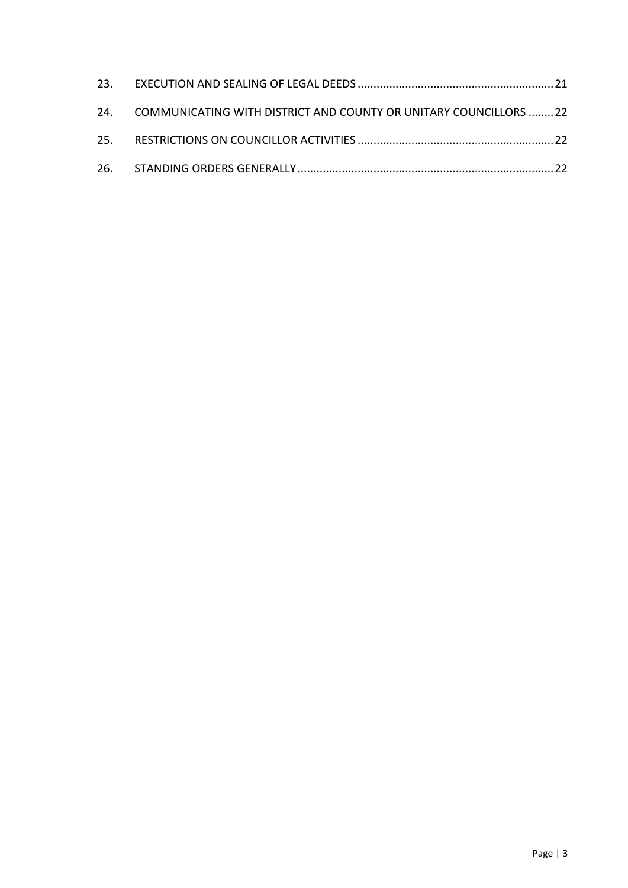23. EXECUTION AND SEALING OF LEGAL DEEDS ..... 21

24. COMMUNICATING WITH DISTRICT AND COUNTY OR UNITARY COUNCILLORS ..... 22

25. RESTRICTIONS ON COUNCILLOR ACTIVITIES ..... 22

26. STANDING ORDERS GENERALLY ..... 22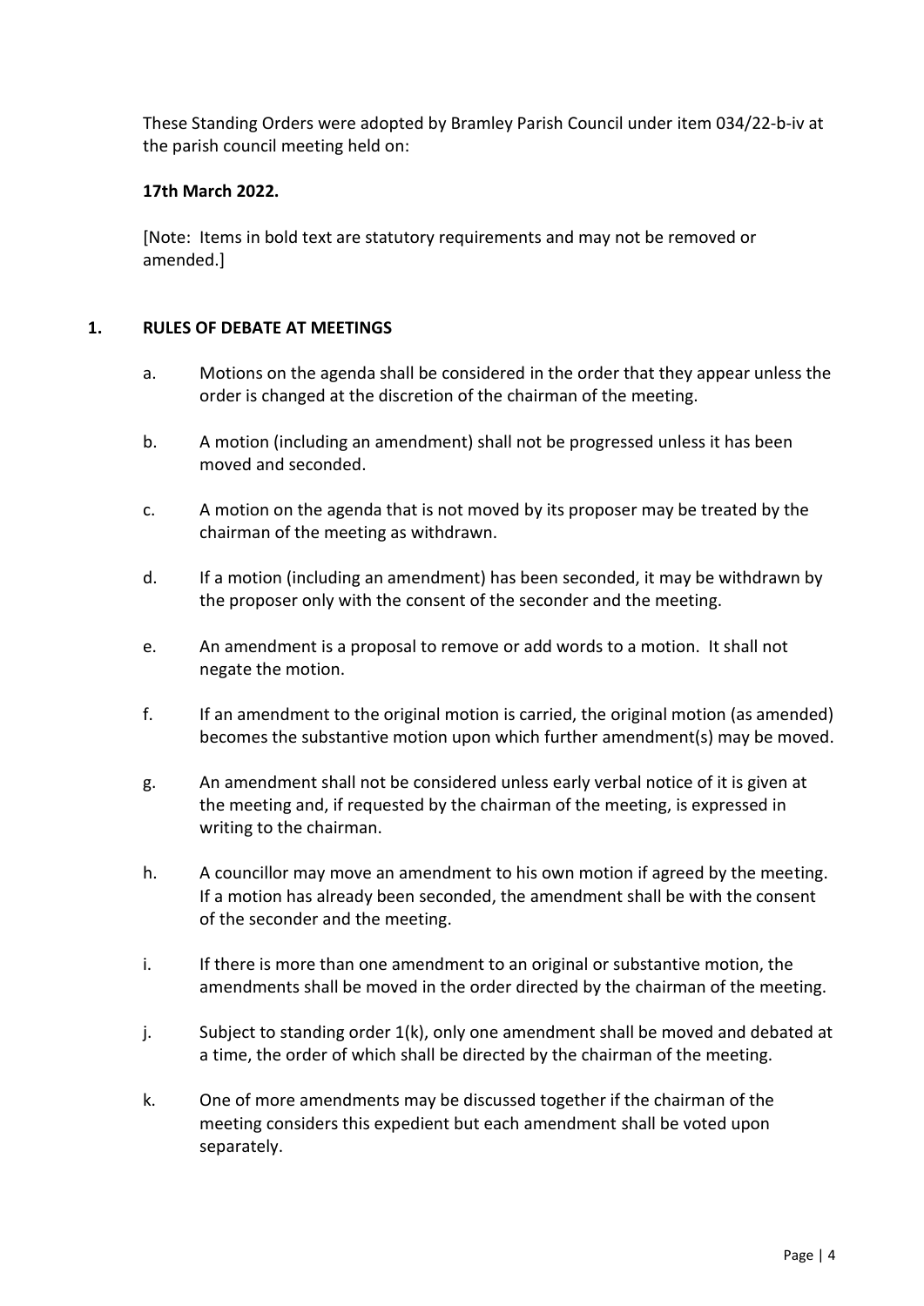These Standing Orders were adopted by Bramley Parish Council under item 034/22-b-iv at the parish council meeting held on:

**17th March 2022.**

[Note: Items in bold text are statutory requirements and may not be removed or amended.]

## 1. RULES OF DEBATE AT MEETINGS

a. Motions on the agenda shall be considered in the order that they appear unless the order is changed at the discretion of the chairman of the meeting.

b. A motion (including an amendment) shall not be progressed unless it has been moved and seconded.

c. A motion on the agenda that is not moved by its proposer may be treated by the chairman of the meeting as withdrawn.

d. If a motion (including an amendment) has been seconded, it may be withdrawn by the proposer only with the consent of the seconder and the meeting.

e. An amendment is a proposal to remove or add words to a motion. It shall not negate the motion.

f. If an amendment to the original motion is carried, the original motion (as amended) becomes the substantive motion upon which further amendment(s) may be moved.

g. An amendment shall not be considered unless early verbal notice of it is given at the meeting and, if requested by the chairman of the meeting, is expressed in writing to the chairman.

h. A councillor may move an amendment to his own motion if agreed by the meeting. If a motion has already been seconded, the amendment shall be with the consent of the seconder and the meeting.

i. If there is more than one amendment to an original or substantive motion, the amendments shall be moved in the order directed by the chairman of the meeting.

j. Subject to standing order 1(k), only one amendment shall be moved and debated at a time, the order of which shall be directed by the chairman of the meeting.

k. One of more amendments may be discussed together if the chairman of the meeting considers this expedient but each amendment shall be voted upon separately.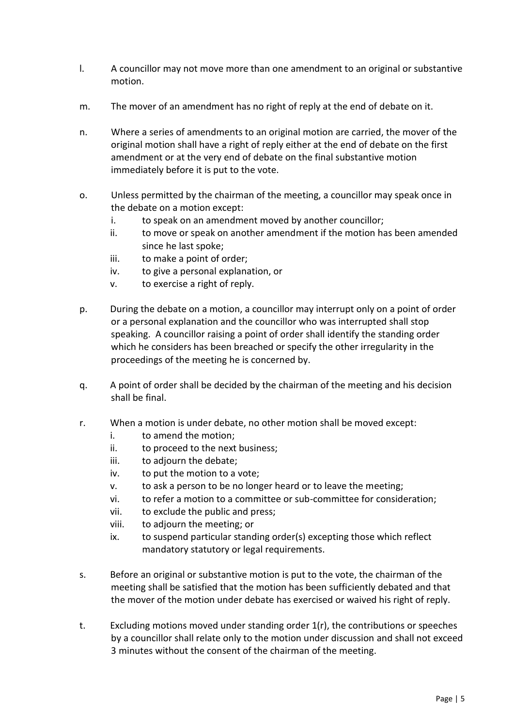l. A councillor may not move more than one amendment to an original or substantive motion.

m. The mover of an amendment has no right of reply at the end of debate on it.

n. Where a series of amendments to an original motion are carried, the mover of the original motion shall have a right of reply either at the end of debate on the first amendment or at the very end of debate on the final substantive motion immediately before it is put to the vote.

o. Unless permitted by the chairman of the meeting, a councillor may speak once in the debate on a motion except:
   i. to speak on an amendment moved by another councillor;
   ii. to move or speak on another amendment if the motion has been amended since he last spoke;
   iii. to make a point of order;
   iv. to give a personal explanation, or
   v. to exercise a right of reply.

p. During the debate on a motion, a councillor may interrupt only on a point of order or a personal explanation and the councillor who was interrupted shall stop speaking. A councillor raising a point of order shall identify the standing order which he considers has been breached or specify the other irregularity in the proceedings of the meeting he is concerned by.

q. A point of order shall be decided by the chairman of the meeting and his decision shall be final.

r. When a motion is under debate, no other motion shall be moved except:
   i. to amend the motion;
   ii. to proceed to the next business;
   iii. to adjourn the debate;
   iv. to put the motion to a vote;
   v. to ask a person to be no longer heard or to leave the meeting;
   vi. to refer a motion to a committee or sub-committee for consideration;
   vii. to exclude the public and press;
   viii. to adjourn the meeting; or
   ix. to suspend particular standing order(s) excepting those which reflect mandatory statutory or legal requirements.

s. Before an original or substantive motion is put to the vote, the chairman of the meeting shall be satisfied that the motion has been sufficiently debated and that the mover of the motion under debate has exercised or waived his right of reply.

t. Excluding motions moved under standing order 1(r), the contributions or speeches by a councillor shall relate only to the motion under discussion and shall not exceed 3 minutes without the consent of the chairman of the meeting.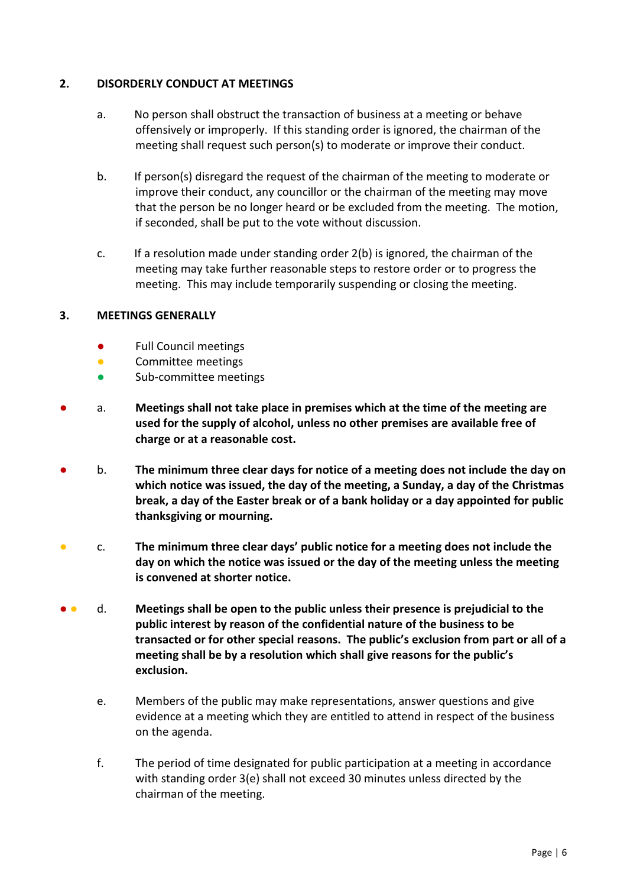## 2. DISORDERLY CONDUCT AT MEETINGS

a. No person shall obstruct the transaction of business at a meeting or behave offensively or improperly. If this standing order is ignored, the chairman of the meeting shall request such person(s) to moderate or improve their conduct.

b. If person(s) disregard the request of the chairman of the meeting to moderate or improve their conduct, any councillor or the chairman of the meeting may move that the person be no longer heard or be excluded from the meeting. The motion, if seconded, shall be put to the vote without discussion.

c. If a resolution made under standing order 2(b) is ignored, the chairman of the meeting may take further reasonable steps to restore order or to progress the meeting. This may include temporarily suspending or closing the meeting.

## 3. MEETINGS GENERALLY

- ● Full Council meetings
- ● Committee meetings
- ● Sub-committee meetings

● a. **Meetings shall not take place in premises which at the time of the meeting are used for the supply of alcohol, unless no other premises are available free of charge or at a reasonable cost.**

● b. **The minimum three clear days for notice of a meeting does not include the day on which notice was issued, the day of the meeting, a Sunday, a day of the Christmas break, a day of the Easter break or of a bank holiday or a day appointed for public thanksgiving or mourning.**

● c. **The minimum three clear days' public notice for a meeting does not include the day on which the notice was issued or the day of the meeting unless the meeting is convened at shorter notice.**

● ● d. **Meetings shall be open to the public unless their presence is prejudicial to the public interest by reason of the confidential nature of the business to be transacted or for other special reasons. The public's exclusion from part or all of a meeting shall be by a resolution which shall give reasons for the public's exclusion.**

e. Members of the public may make representations, answer questions and give evidence at a meeting which they are entitled to attend in respect of the business on the agenda.

f. The period of time designated for public participation at a meeting in accordance with standing order 3(e) shall not exceed 30 minutes unless directed by the chairman of the meeting.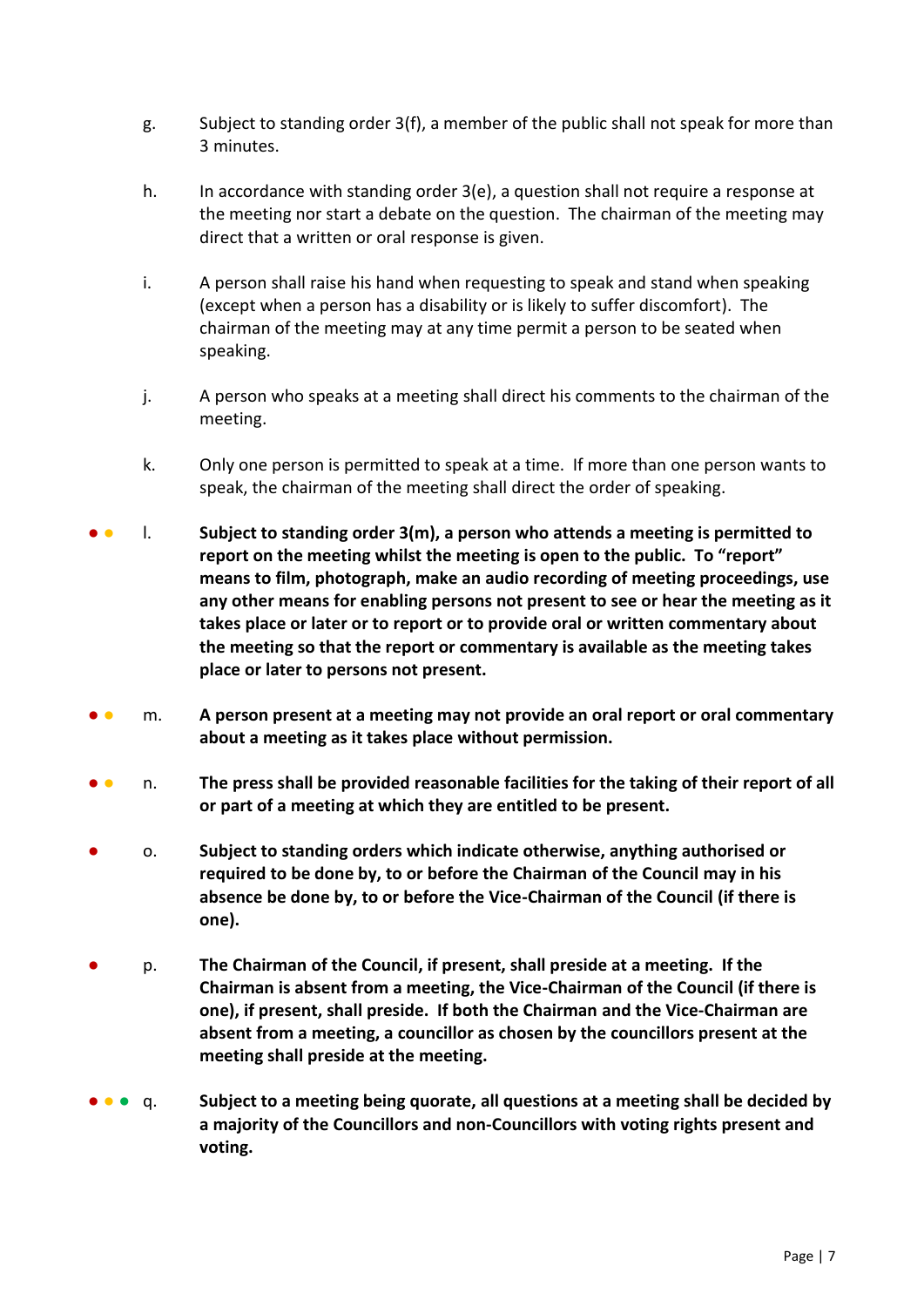g. Subject to standing order 3(f), a member of the public shall not speak for more than 3 minutes.

h. In accordance with standing order 3(e), a question shall not require a response at the meeting nor start a debate on the question. The chairman of the meeting may direct that a written or oral response is given.

i. A person shall raise his hand when requesting to speak and stand when speaking (except when a person has a disability or is likely to suffer discomfort). The chairman of the meeting may at any time permit a person to be seated when speaking.

j. A person who speaks at a meeting shall direct his comments to the chairman of the meeting.

k. Only one person is permitted to speak at a time. If more than one person wants to speak, the chairman of the meeting shall direct the order of speaking.

● ● l. **Subject to standing order 3(m), a person who attends a meeting is permitted to report on the meeting whilst the meeting is open to the public. To "report" means to film, photograph, make an audio recording of meeting proceedings, use any other means for enabling persons not present to see or hear the meeting as it takes place or later or to report or to provide oral or written commentary about the meeting so that the report or commentary is available as the meeting takes place or later to persons not present.**

● ● m. **A person present at a meeting may not provide an oral report or oral commentary about a meeting as it takes place without permission.**

● ● n. **The press shall be provided reasonable facilities for the taking of their report of all or part of a meeting at which they are entitled to be present.**

● o. **Subject to standing orders which indicate otherwise, anything authorised or required to be done by, to or before the Chairman of the Council may in his absence be done by, to or before the Vice-Chairman of the Council (if there is one).**

● p. **The Chairman of the Council, if present, shall preside at a meeting. If the Chairman is absent from a meeting, the Vice-Chairman of the Council (if there is one), if present, shall preside. If both the Chairman and the Vice-Chairman are absent from a meeting, a councillor as chosen by the councillors present at the meeting shall preside at the meeting.**

● ● ● q. **Subject to a meeting being quorate, all questions at a meeting shall be decided by a majority of the Councillors and non-Councillors with voting rights present and voting.**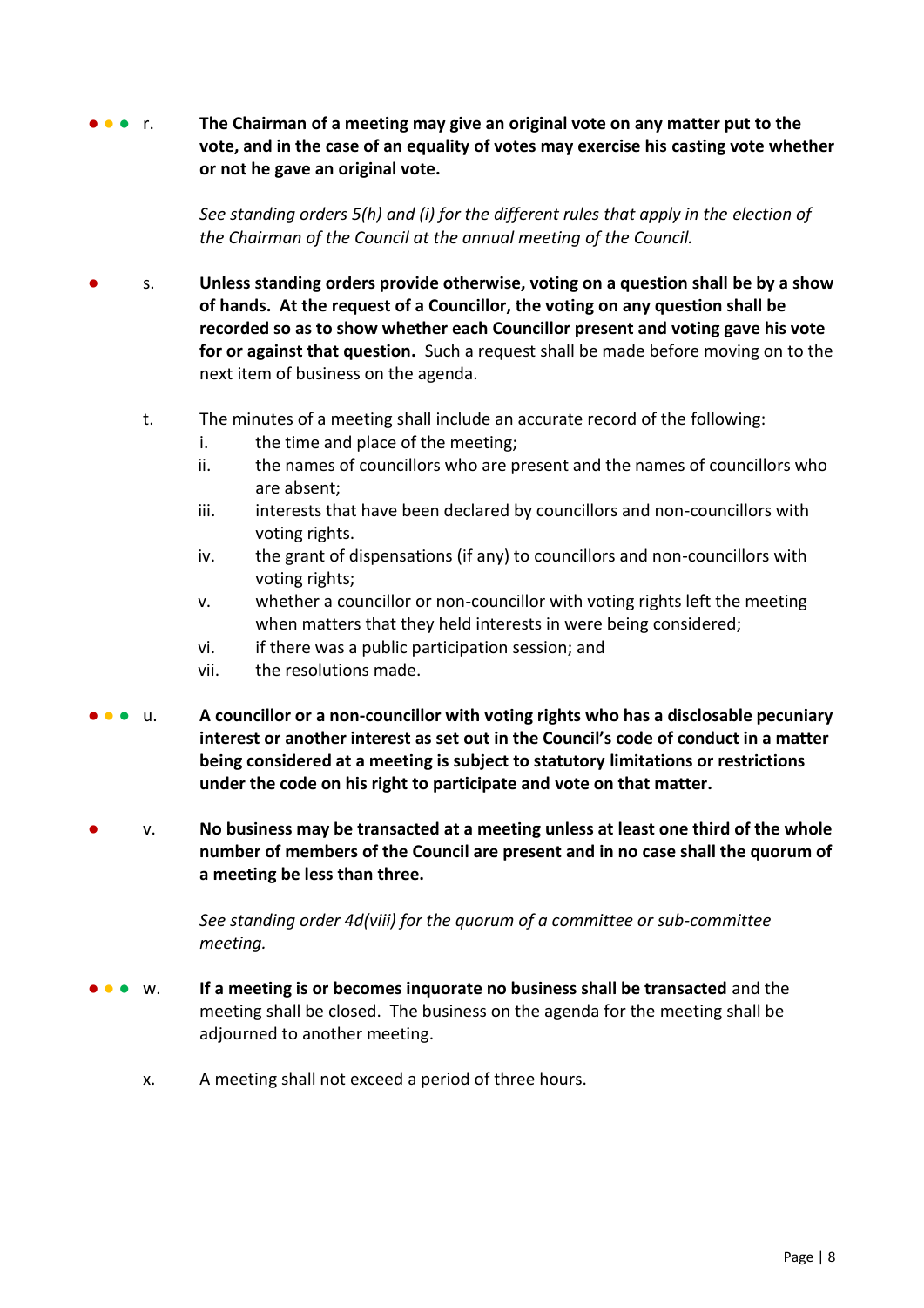● ● ● r. **The Chairman of a meeting may give an original vote on any matter put to the vote, and in the case of an equality of votes may exercise his casting vote whether or not he gave an original vote.**

*See standing orders 5(h) and (i) for the different rules that apply in the election of the Chairman of the Council at the annual meeting of the Council.*

● s. **Unless standing orders provide otherwise, voting on a question shall be by a show of hands. At the request of a Councillor, the voting on any question shall be recorded so as to show whether each Councillor present and voting gave his vote for or against that question.** Such a request shall be made before moving on to the next item of business on the agenda.

t. The minutes of a meeting shall include an accurate record of the following:

i. the time and place of the meeting;
ii. the names of councillors who are present and the names of councillors who are absent;
iii. interests that have been declared by councillors and non-councillors with voting rights.
iv. the grant of dispensations (if any) to councillors and non-councillors with voting rights;
v. whether a councillor or non-councillor with voting rights left the meeting when matters that they held interests in were being considered;
vi. if there was a public participation session; and
vii. the resolutions made.

● ● ● u. **A councillor or a non-councillor with voting rights who has a disclosable pecuniary interest or another interest as set out in the Council's code of conduct in a matter being considered at a meeting is subject to statutory limitations or restrictions under the code on his right to participate and vote on that matter.**

● v. **No business may be transacted at a meeting unless at least one third of the whole number of members of the Council are present and in no case shall the quorum of a meeting be less than three.**

*See standing order 4d(viii) for the quorum of a committee or sub-committee meeting.*

● ● ● w. **If a meeting is or becomes inquorate no business shall be transacted** and the meeting shall be closed. The business on the agenda for the meeting shall be adjourned to another meeting.

x. A meeting shall not exceed a period of three hours.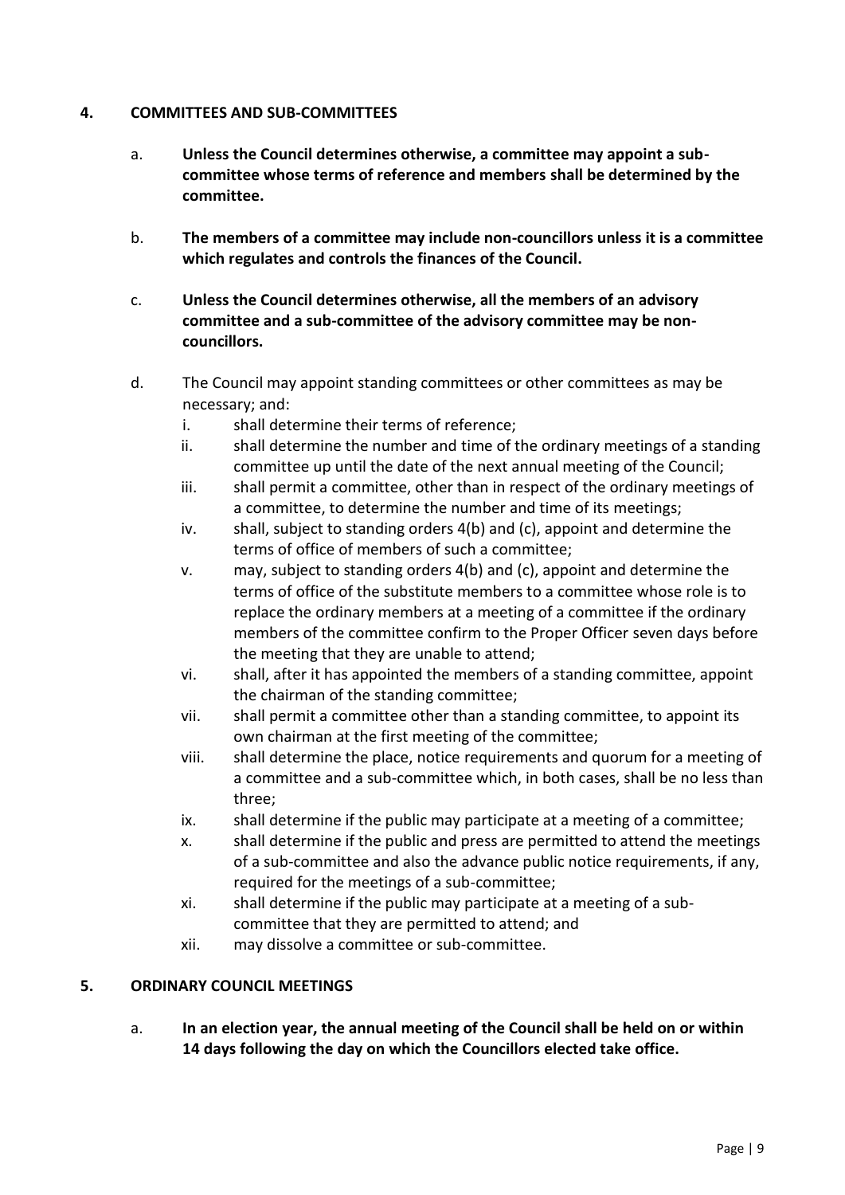## 4. COMMITTEES AND SUB-COMMITTEES

a. **Unless the Council determines otherwise, a committee may appoint a sub-committee whose terms of reference and members shall be determined by the committee.**

b. **The members of a committee may include non-councillors unless it is a committee which regulates and controls the finances of the Council.**

c. **Unless the Council determines otherwise, all the members of an advisory committee and a sub-committee of the advisory committee may be non-councillors.**

d. The Council may appoint standing committees or other committees as may be necessary; and:
   i. shall determine their terms of reference;
   ii. shall determine the number and time of the ordinary meetings of a standing committee up until the date of the next annual meeting of the Council;
   iii. shall permit a committee, other than in respect of the ordinary meetings of a committee, to determine the number and time of its meetings;
   iv. shall, subject to standing orders 4(b) and (c), appoint and determine the terms of office of members of such a committee;
   v. may, subject to standing orders 4(b) and (c), appoint and determine the terms of office of the substitute members to a committee whose role is to replace the ordinary members at a meeting of a committee if the ordinary members of the committee confirm to the Proper Officer seven days before the meeting that they are unable to attend;
   vi. shall, after it has appointed the members of a standing committee, appoint the chairman of the standing committee;
   vii. shall permit a committee other than a standing committee, to appoint its own chairman at the first meeting of the committee;
   viii. shall determine the place, notice requirements and quorum for a meeting of a committee and a sub-committee which, in both cases, shall be no less than three;
   ix. shall determine if the public may participate at a meeting of a committee;
   x. shall determine if the public and press are permitted to attend the meetings of a sub-committee and also the advance public notice requirements, if any, required for the meetings of a sub-committee;
   xi. shall determine if the public may participate at a meeting of a sub-committee that they are permitted to attend; and
   xii. may dissolve a committee or sub-committee.

## 5. ORDINARY COUNCIL MEETINGS

a. **In an election year, the annual meeting of the Council shall be held on or within 14 days following the day on which the Councillors elected take office.**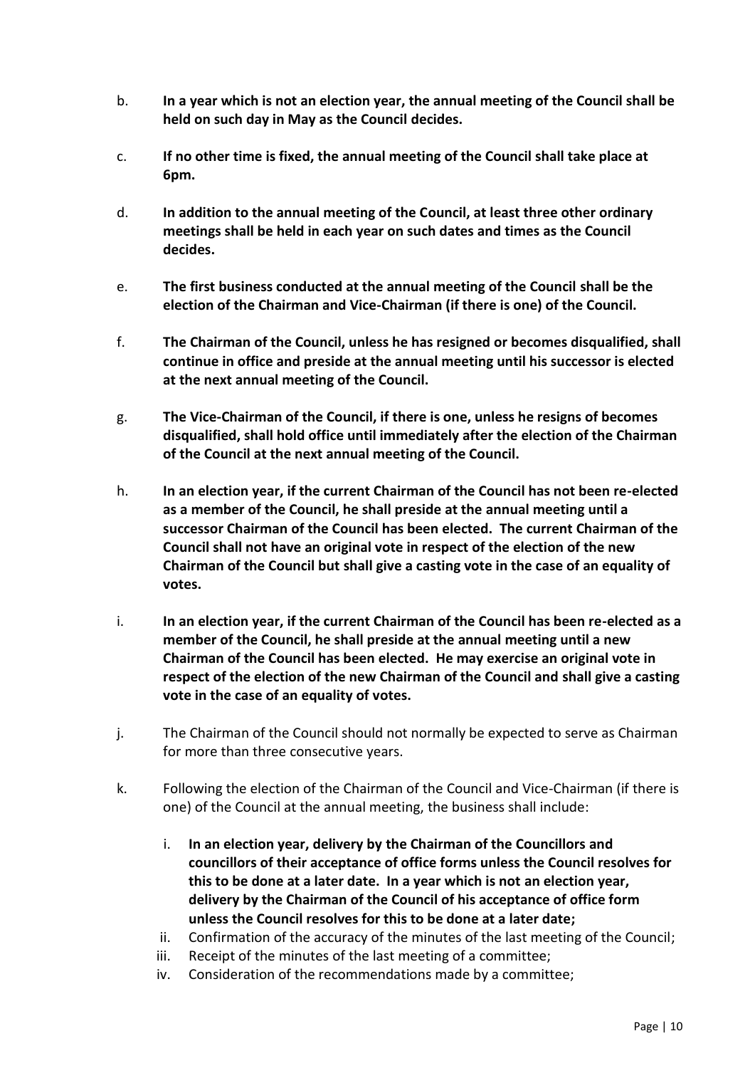b. **In a year which is not an election year, the annual meeting of the Council shall be held on such day in May as the Council decides.**

c. **If no other time is fixed, the annual meeting of the Council shall take place at 6pm.**

d. **In addition to the annual meeting of the Council, at least three other ordinary meetings shall be held in each year on such dates and times as the Council decides.**

e. **The first business conducted at the annual meeting of the Council shall be the election of the Chairman and Vice-Chairman (if there is one) of the Council.**

f. **The Chairman of the Council, unless he has resigned or becomes disqualified, shall continue in office and preside at the annual meeting until his successor is elected at the next annual meeting of the Council.**

g. **The Vice-Chairman of the Council, if there is one, unless he resigns of becomes disqualified, shall hold office until immediately after the election of the Chairman of the Council at the next annual meeting of the Council.**

h. **In an election year, if the current Chairman of the Council has not been re-elected as a member of the Council, he shall preside at the annual meeting until a successor Chairman of the Council has been elected. The current Chairman of the Council shall not have an original vote in respect of the election of the new Chairman of the Council but shall give a casting vote in the case of an equality of votes.**

i. **In an election year, if the current Chairman of the Council has been re-elected as a member of the Council, he shall preside at the annual meeting until a new Chairman of the Council has been elected. He may exercise an original vote in respect of the election of the new Chairman of the Council and shall give a casting vote in the case of an equality of votes.**

j. The Chairman of the Council should not normally be expected to serve as Chairman for more than three consecutive years.

k. Following the election of the Chairman of the Council and Vice-Chairman (if there is one) of the Council at the annual meeting, the business shall include:

   i. **In an election year, delivery by the Chairman of the Councillors and councillors of their acceptance of office forms unless the Council resolves for this to be done at a later date. In a year which is not an election year, delivery by the Chairman of the Council of his acceptance of office form unless the Council resolves for this to be done at a later date;**
   
   ii. Confirmation of the accuracy of the minutes of the last meeting of the Council;
   
   iii. Receipt of the minutes of the last meeting of a committee;
   
   iv. Consideration of the recommendations made by a committee;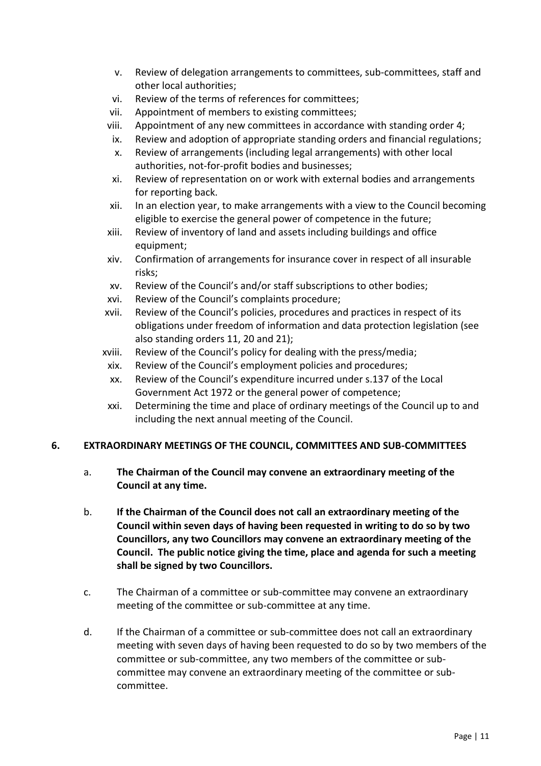v. Review of delegation arrangements to committees, sub-committees, staff and other local authorities;
vi. Review of the terms of references for committees;
vii. Appointment of members to existing committees;
viii. Appointment of any new committees in accordance with standing order 4;
ix. Review and adoption of appropriate standing orders and financial regulations;
x. Review of arrangements (including legal arrangements) with other local authorities, not-for-profit bodies and businesses;
xi. Review of representation on or work with external bodies and arrangements for reporting back.
xii. In an election year, to make arrangements with a view to the Council becoming eligible to exercise the general power of competence in the future;
xiii. Review of inventory of land and assets including buildings and office equipment;
xiv. Confirmation of arrangements for insurance cover in respect of all insurable risks;
xv. Review of the Council's and/or staff subscriptions to other bodies;
xvi. Review of the Council's complaints procedure;
xvii. Review of the Council's policies, procedures and practices in respect of its obligations under freedom of information and data protection legislation (see also standing orders 11, 20 and 21);
xviii. Review of the Council's policy for dealing with the press/media;
xix. Review of the Council's employment policies and procedures;
xx. Review of the Council's expenditure incurred under s.137 of the Local Government Act 1972 or the general power of competence;
xxi. Determining the time and place of ordinary meetings of the Council up to and including the next annual meeting of the Council.

## 6. EXTRAORDINARY MEETINGS OF THE COUNCIL, COMMITTEES AND SUB-COMMITTEES

a. **The Chairman of the Council may convene an extraordinary meeting of the Council at any time.**

b. **If the Chairman of the Council does not call an extraordinary meeting of the Council within seven days of having been requested in writing to do so by two Councillors, any two Councillors may convene an extraordinary meeting of the Council. The public notice giving the time, place and agenda for such a meeting shall be signed by two Councillors.**

c. The Chairman of a committee or sub-committee may convene an extraordinary meeting of the committee or sub-committee at any time.

d. If the Chairman of a committee or sub-committee does not call an extraordinary meeting with seven days of having been requested to do so by two members of the committee or sub-committee, any two members of the committee or sub-committee may convene an extraordinary meeting of the committee or sub-committee.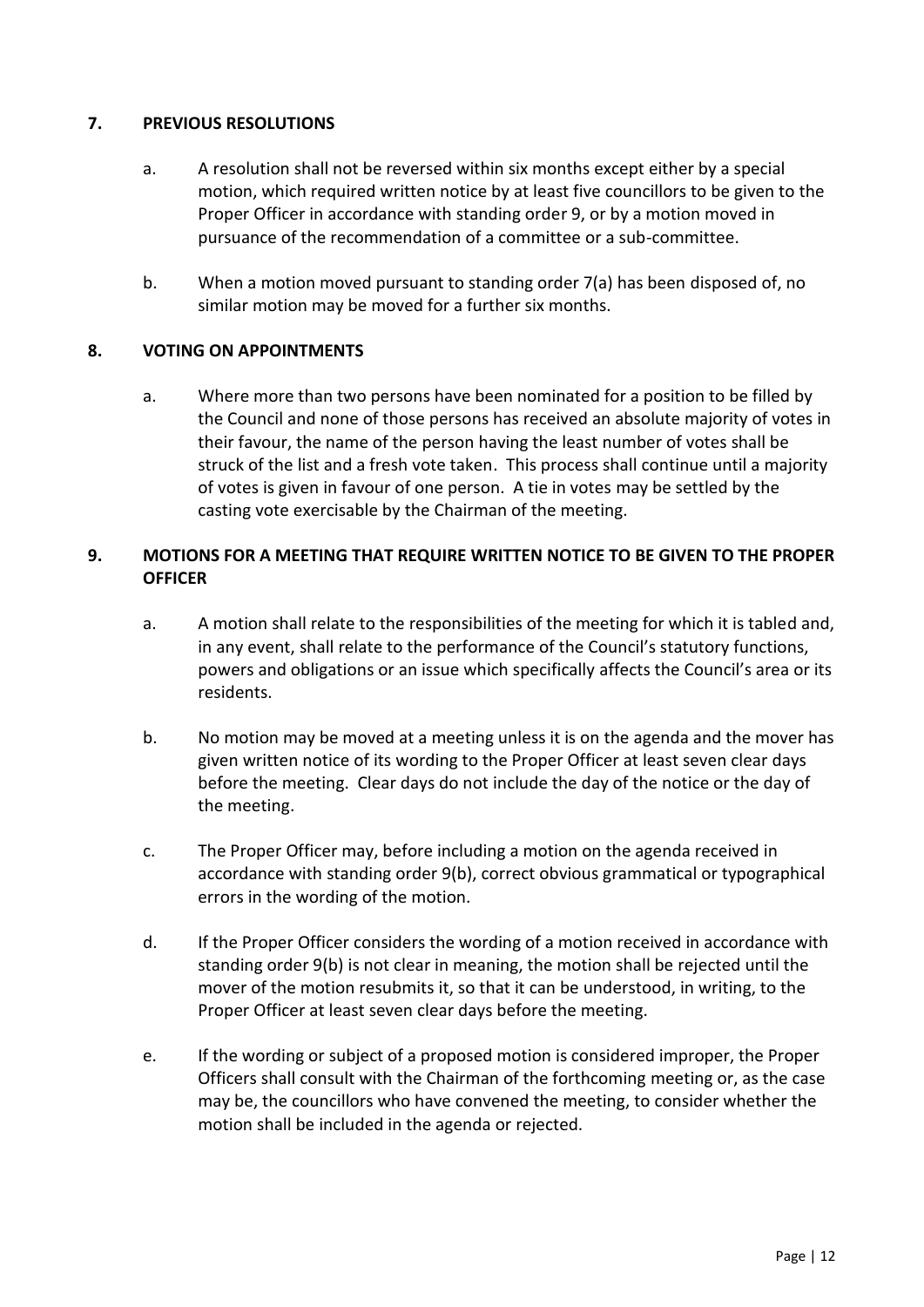## 7. PREVIOUS RESOLUTIONS

a. A resolution shall not be reversed within six months except either by a special motion, which required written notice by at least five councillors to be given to the Proper Officer in accordance with standing order 9, or by a motion moved in pursuance of the recommendation of a committee or a sub-committee.

b. When a motion moved pursuant to standing order 7(a) has been disposed of, no similar motion may be moved for a further six months.

## 8. VOTING ON APPOINTMENTS

a. Where more than two persons have been nominated for a position to be filled by the Council and none of those persons has received an absolute majority of votes in their favour, the name of the person having the least number of votes shall be struck of the list and a fresh vote taken. This process shall continue until a majority of votes is given in favour of one person. A tie in votes may be settled by the casting vote exercisable by the Chairman of the meeting.

## 9. MOTIONS FOR A MEETING THAT REQUIRE WRITTEN NOTICE TO BE GIVEN TO THE PROPER OFFICER

a. A motion shall relate to the responsibilities of the meeting for which it is tabled and, in any event, shall relate to the performance of the Council's statutory functions, powers and obligations or an issue which specifically affects the Council's area or its residents.

b. No motion may be moved at a meeting unless it is on the agenda and the mover has given written notice of its wording to the Proper Officer at least seven clear days before the meeting. Clear days do not include the day of the notice or the day of the meeting.

c. The Proper Officer may, before including a motion on the agenda received in accordance with standing order 9(b), correct obvious grammatical or typographical errors in the wording of the motion.

d. If the Proper Officer considers the wording of a motion received in accordance with standing order 9(b) is not clear in meaning, the motion shall be rejected until the mover of the motion resubmits it, so that it can be understood, in writing, to the Proper Officer at least seven clear days before the meeting.

e. If the wording or subject of a proposed motion is considered improper, the Proper Officers shall consult with the Chairman of the forthcoming meeting or, as the case may be, the councillors who have convened the meeting, to consider whether the motion shall be included in the agenda or rejected.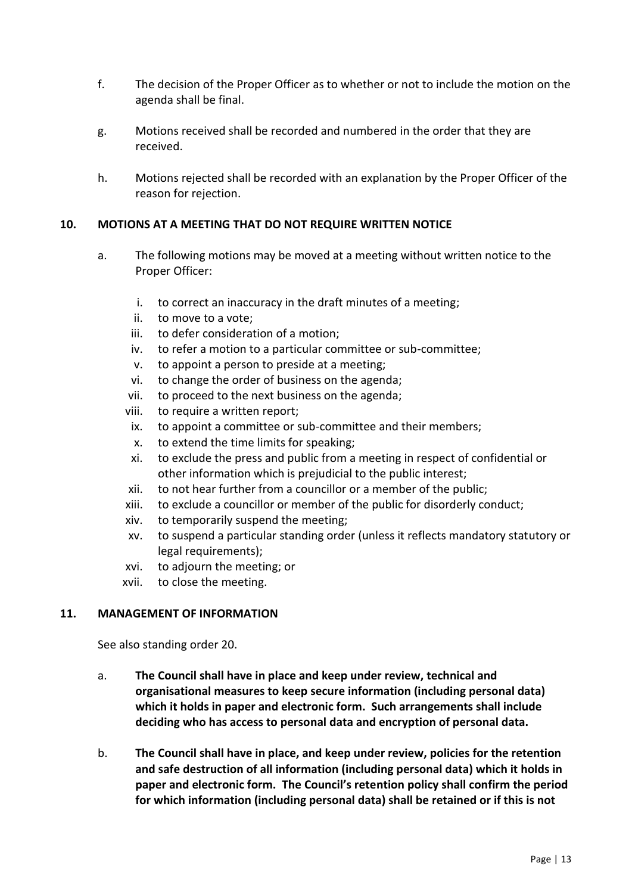f. The decision of the Proper Officer as to whether or not to include the motion on the agenda shall be final.

g. Motions received shall be recorded and numbered in the order that they are received.

h. Motions rejected shall be recorded with an explanation by the Proper Officer of the reason for rejection.

## 10. MOTIONS AT A MEETING THAT DO NOT REQUIRE WRITTEN NOTICE

a. The following motions may be moved at a meeting without written notice to the Proper Officer:

   i. to correct an inaccuracy in the draft minutes of a meeting;
   ii. to move to a vote;
   iii. to defer consideration of a motion;
   iv. to refer a motion to a particular committee or sub-committee;
   v. to appoint a person to preside at a meeting;
   vi. to change the order of business on the agenda;
   vii. to proceed to the next business on the agenda;
   viii. to require a written report;
   ix. to appoint a committee or sub-committee and their members;
   x. to extend the time limits for speaking;
   xi. to exclude the press and public from a meeting in respect of confidential or other information which is prejudicial to the public interest;
   xii. to not hear further from a councillor or a member of the public;
   xiii. to exclude a councillor or member of the public for disorderly conduct;
   xiv. to temporarily suspend the meeting;
   xv. to suspend a particular standing order (unless it reflects mandatory statutory or legal requirements);
   xvi. to adjourn the meeting; or
   xvii. to close the meeting.

## 11. MANAGEMENT OF INFORMATION

See also standing order 20.

a. **The Council shall have in place and keep under review, technical and organisational measures to keep secure information (including personal data) which it holds in paper and electronic form. Such arrangements shall include deciding who has access to personal data and encryption of personal data.**

b. **The Council shall have in place, and keep under review, policies for the retention and safe destruction of all information (including personal data) which it holds in paper and electronic form. The Council's retention policy shall confirm the period for which information (including personal data) shall be retained or if this is not**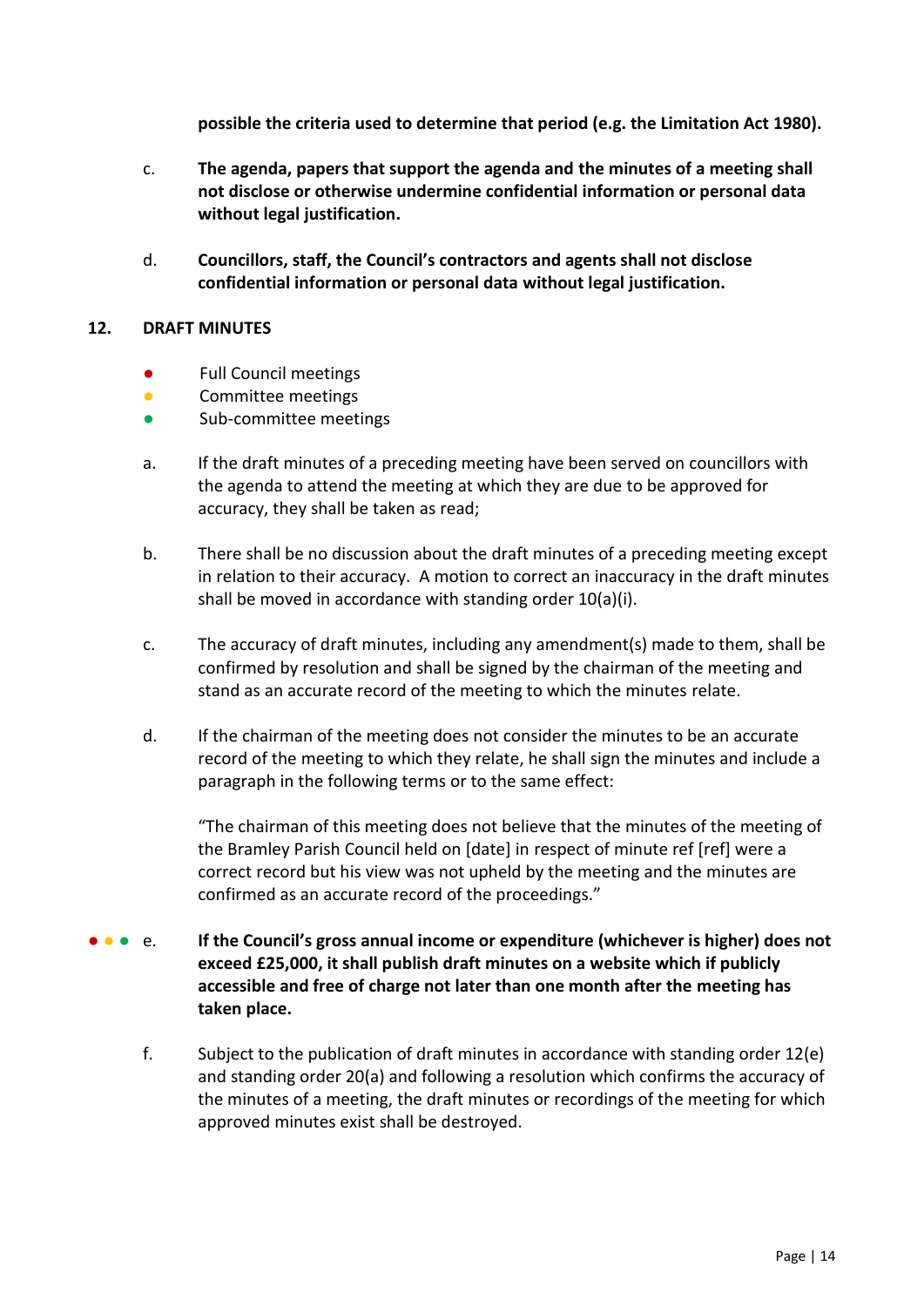**possible the criteria used to determine that period (e.g. the Limitation Act 1980).**

c. **The agenda, papers that support the agenda and the minutes of a meeting shall not disclose or otherwise undermine confidential information or personal data without legal justification.**

d. **Councillors, staff, the Council's contractors and agents shall not disclose confidential information or personal data without legal justification.**

## 12. DRAFT MINUTES

- ● Full Council meetings
- ● Committee meetings
- ● Sub-committee meetings

a. If the draft minutes of a preceding meeting have been served on councillors with the agenda to attend the meeting at which they are due to be approved for accuracy, they shall be taken as read;

b. There shall be no discussion about the draft minutes of a preceding meeting except in relation to their accuracy. A motion to correct an inaccuracy in the draft minutes shall be moved in accordance with standing order 10(a)(i).

c. The accuracy of draft minutes, including any amendment(s) made to them, shall be confirmed by resolution and shall be signed by the chairman of the meeting and stand as an accurate record of the meeting to which the minutes relate.

d. If the chairman of the meeting does not consider the minutes to be an accurate record of the meeting to which they relate, he shall sign the minutes and include a paragraph in the following terms or to the same effect:

"The chairman of this meeting does not believe that the minutes of the meeting of the Bramley Parish Council held on [date] in respect of minute ref [ref] were a correct record but his view was not upheld by the meeting and the minutes are confirmed as an accurate record of the proceedings."

● ● ● e. **If the Council's gross annual income or expenditure (whichever is higher) does not exceed £25,000, it shall publish draft minutes on a website which if publicly accessible and free of charge not later than one month after the meeting has taken place.**

f. Subject to the publication of draft minutes in accordance with standing order 12(e) and standing order 20(a) and following a resolution which confirms the accuracy of the minutes of a meeting, the draft minutes or recordings of the meeting for which approved minutes exist shall be destroyed.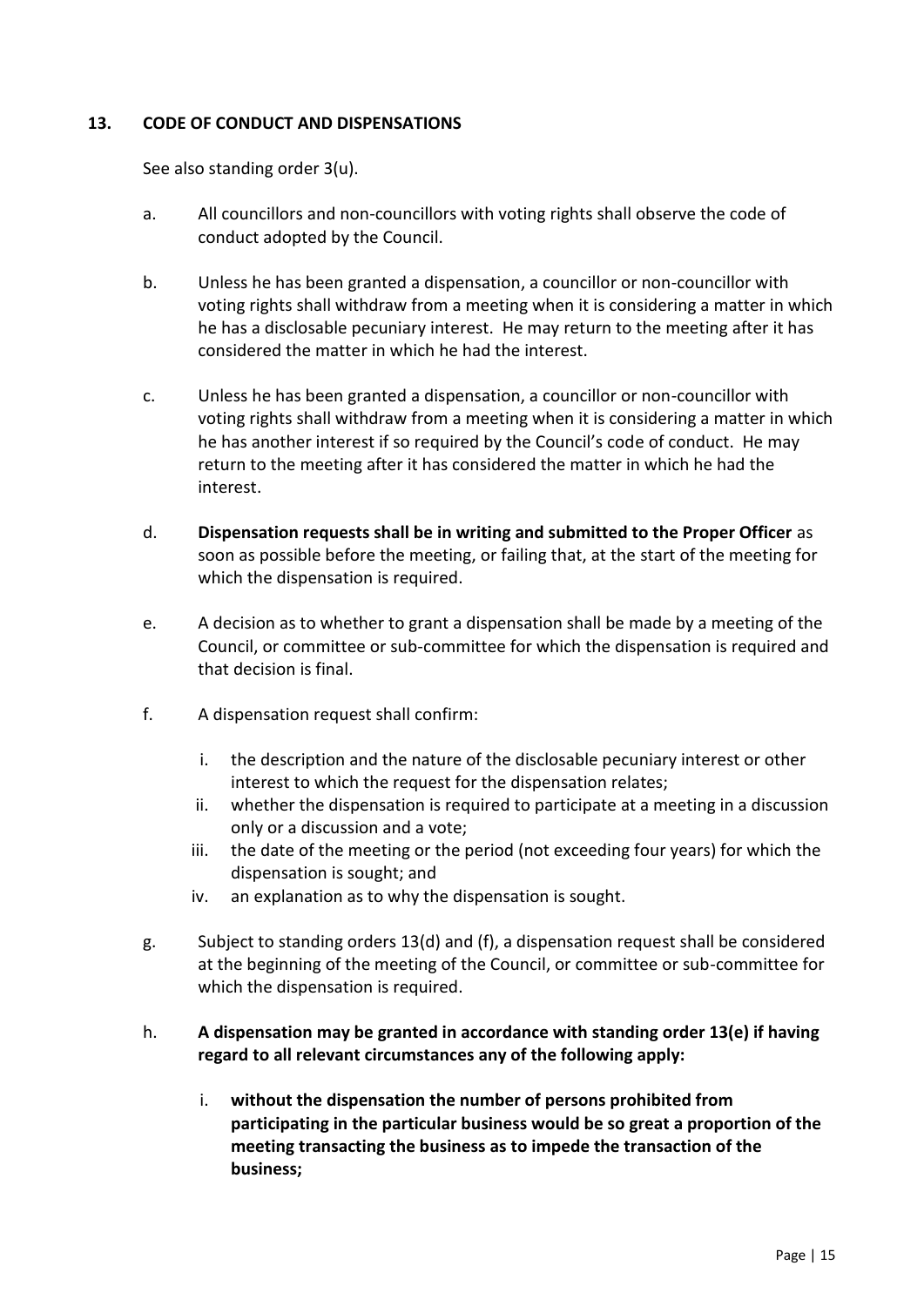## 13. CODE OF CONDUCT AND DISPENSATIONS

See also standing order 3(u).

a. All councillors and non-councillors with voting rights shall observe the code of conduct adopted by the Council.

b. Unless he has been granted a dispensation, a councillor or non-councillor with voting rights shall withdraw from a meeting when it is considering a matter in which he has a disclosable pecuniary interest. He may return to the meeting after it has considered the matter in which he had the interest.

c. Unless he has been granted a dispensation, a councillor or non-councillor with voting rights shall withdraw from a meeting when it is considering a matter in which he has another interest if so required by the Council's code of conduct. He may return to the meeting after it has considered the matter in which he had the interest.

d. **Dispensation requests shall be in writing and submitted to the Proper Officer** as soon as possible before the meeting, or failing that, at the start of the meeting for which the dispensation is required.

e. A decision as to whether to grant a dispensation shall be made by a meeting of the Council, or committee or sub-committee for which the dispensation is required and that decision is final.

f. A dispensation request shall confirm:

   i. the description and the nature of the disclosable pecuniary interest or other interest to which the request for the dispensation relates;
   ii. whether the dispensation is required to participate at a meeting in a discussion only or a discussion and a vote;
   iii. the date of the meeting or the period (not exceeding four years) for which the dispensation is sought; and
   iv. an explanation as to why the dispensation is sought.

g. Subject to standing orders 13(d) and (f), a dispensation request shall be considered at the beginning of the meeting of the Council, or committee or sub-committee for which the dispensation is required.

h. **A dispensation may be granted in accordance with standing order 13(e) if having regard to all relevant circumstances any of the following apply:**

   i. **without the dispensation the number of persons prohibited from participating in the particular business would be so great a proportion of the meeting transacting the business as to impede the transaction of the business;**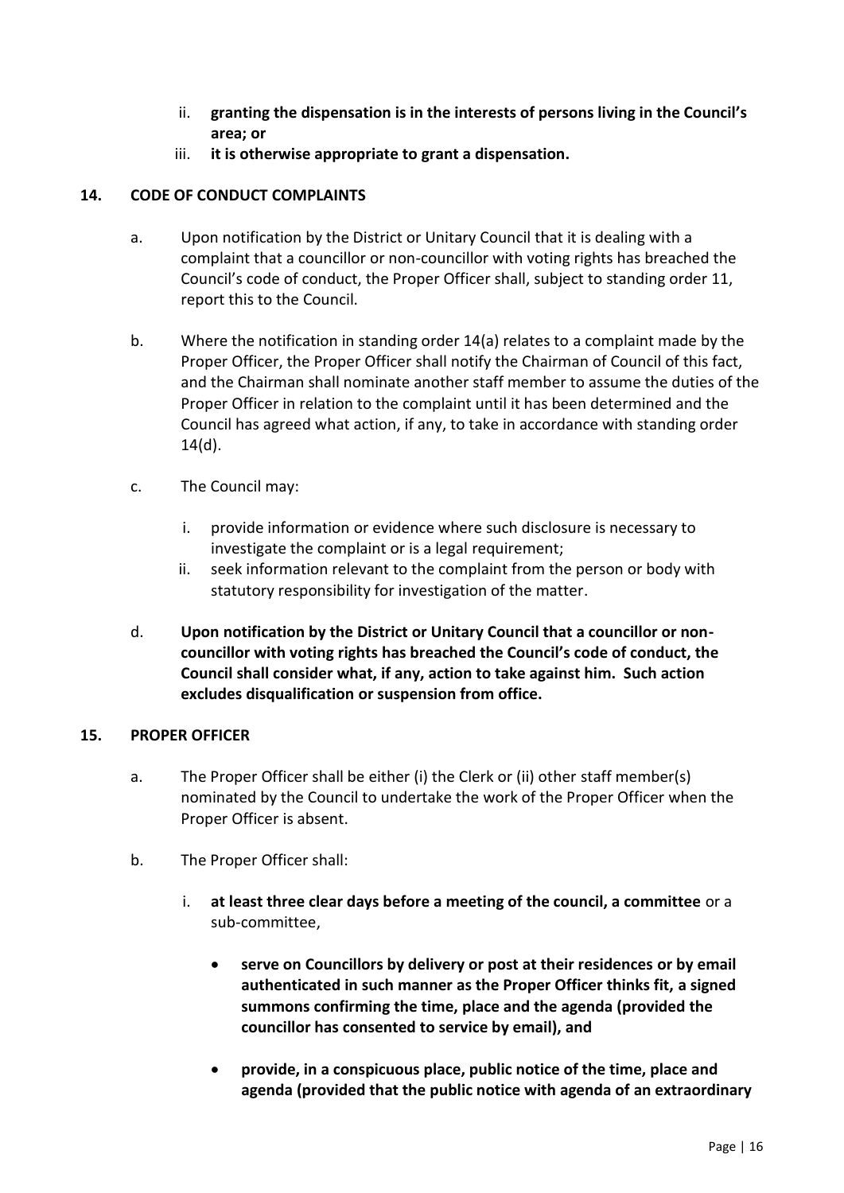ii. **granting the dispensation is in the interests of persons living in the Council's area; or**

iii. **it is otherwise appropriate to grant a dispensation.**

## 14. CODE OF CONDUCT COMPLAINTS

a. Upon notification by the District or Unitary Council that it is dealing with a complaint that a councillor or non-councillor with voting rights has breached the Council's code of conduct, the Proper Officer shall, subject to standing order 11, report this to the Council.

b. Where the notification in standing order 14(a) relates to a complaint made by the Proper Officer, the Proper Officer shall notify the Chairman of Council of this fact, and the Chairman shall nominate another staff member to assume the duties of the Proper Officer in relation to the complaint until it has been determined and the Council has agreed what action, if any, to take in accordance with standing order 14(d).

c. The Council may:

   i. provide information or evidence where such disclosure is necessary to investigate the complaint or is a legal requirement;

   ii. seek information relevant to the complaint from the person or body with statutory responsibility for investigation of the matter.

d. **Upon notification by the District or Unitary Council that a councillor or non-councillor with voting rights has breached the Council's code of conduct, the Council shall consider what, if any, action to take against him. Such action excludes disqualification or suspension from office.**

## 15. PROPER OFFICER

a. The Proper Officer shall be either (i) the Clerk or (ii) other staff member(s) nominated by the Council to undertake the work of the Proper Officer when the Proper Officer is absent.

b. The Proper Officer shall:

   i. **at least three clear days before a meeting of the council, a committee** or a sub-committee,

   - **serve on Councillors by delivery or post at their residences or by email authenticated in such manner as the Proper Officer thinks fit, a signed summons confirming the time, place and the agenda (provided the councillor has consented to service by email), and**

   - **provide, in a conspicuous place, public notice of the time, place and agenda (provided that the public notice with agenda of an extraordinary**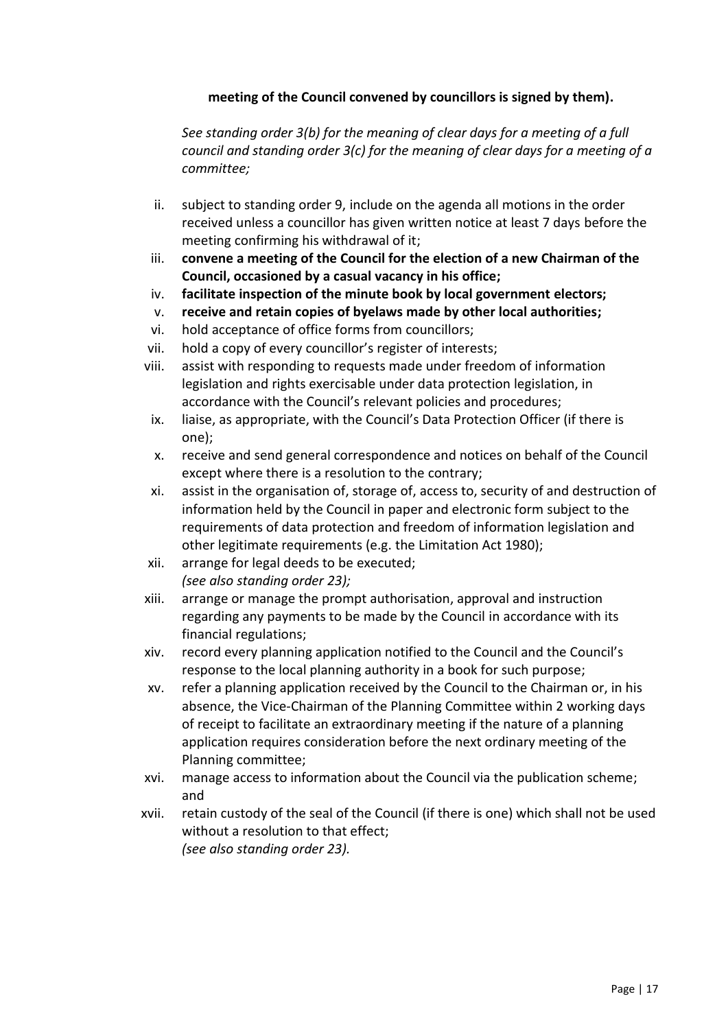**meeting of the Council convened by councillors is signed by them).**

*See standing order 3(b) for the meaning of clear days for a meeting of a full council and standing order 3(c) for the meaning of clear days for a meeting of a committee;*

ii. subject to standing order 9, include on the agenda all motions in the order received unless a councillor has given written notice at least 7 days before the meeting confirming his withdrawal of it;

iii. **convene a meeting of the Council for the election of a new Chairman of the Council, occasioned by a casual vacancy in his office;**

iv. **facilitate inspection of the minute book by local government electors;**

v. **receive and retain copies of byelaws made by other local authorities;**

vi. hold acceptance of office forms from councillors;

vii. hold a copy of every councillor's register of interests;

viii. assist with responding to requests made under freedom of information legislation and rights exercisable under data protection legislation, in accordance with the Council's relevant policies and procedures;

ix. liaise, as appropriate, with the Council's Data Protection Officer (if there is one);

x. receive and send general correspondence and notices on behalf of the Council except where there is a resolution to the contrary;

xi. assist in the organisation of, storage of, access to, security of and destruction of information held by the Council in paper and electronic form subject to the requirements of data protection and freedom of information legislation and other legitimate requirements (e.g. the Limitation Act 1980);

xii. arrange for legal deeds to be executed;
*(see also standing order 23);*

xiii. arrange or manage the prompt authorisation, approval and instruction regarding any payments to be made by the Council in accordance with its financial regulations;

xiv. record every planning application notified to the Council and the Council's response to the local planning authority in a book for such purpose;

xv. refer a planning application received by the Council to the Chairman or, in his absence, the Vice-Chairman of the Planning Committee within 2 working days of receipt to facilitate an extraordinary meeting if the nature of a planning application requires consideration before the next ordinary meeting of the Planning committee;

xvi. manage access to information about the Council via the publication scheme; and

xvii. retain custody of the seal of the Council (if there is one) which shall not be used without a resolution to that effect;
*(see also standing order 23).*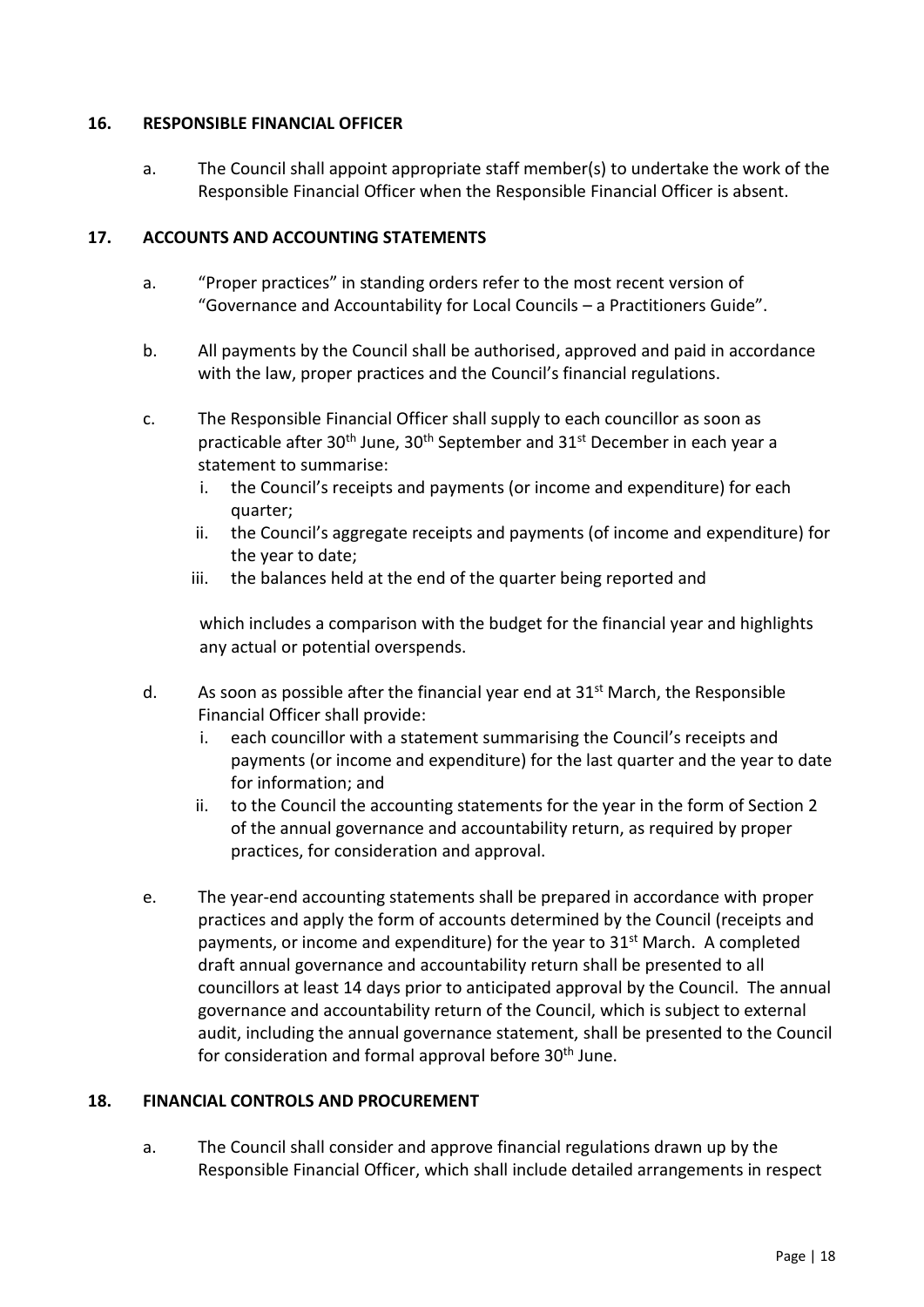## 16. RESPONSIBLE FINANCIAL OFFICER

a. The Council shall appoint appropriate staff member(s) to undertake the work of the Responsible Financial Officer when the Responsible Financial Officer is absent.

## 17. ACCOUNTS AND ACCOUNTING STATEMENTS

a. "Proper practices" in standing orders refer to the most recent version of "Governance and Accountability for Local Councils – a Practitioners Guide".

b. All payments by the Council shall be authorised, approved and paid in accordance with the law, proper practices and the Council's financial regulations.

c. The Responsible Financial Officer shall supply to each councillor as soon as practicable after 30th June, 30th September and 31st December in each year a statement to summarise:
   i. the Council's receipts and payments (or income and expenditure) for each quarter;
   ii. the Council's aggregate receipts and payments (of income and expenditure) for the year to date;
   iii. the balances held at the end of the quarter being reported and

   which includes a comparison with the budget for the financial year and highlights any actual or potential overspends.

d. As soon as possible after the financial year end at 31st March, the Responsible Financial Officer shall provide:
   i. each councillor with a statement summarising the Council's receipts and payments (or income and expenditure) for the last quarter and the year to date for information; and
   ii. to the Council the accounting statements for the year in the form of Section 2 of the annual governance and accountability return, as required by proper practices, for consideration and approval.

e. The year-end accounting statements shall be prepared in accordance with proper practices and apply the form of accounts determined by the Council (receipts and payments, or income and expenditure) for the year to 31st March. A completed draft annual governance and accountability return shall be presented to all councillors at least 14 days prior to anticipated approval by the Council. The annual governance and accountability return of the Council, which is subject to external audit, including the annual governance statement, shall be presented to the Council for consideration and formal approval before 30th June.

## 18. FINANCIAL CONTROLS AND PROCUREMENT

a. The Council shall consider and approve financial regulations drawn up by the Responsible Financial Officer, which shall include detailed arrangements in respect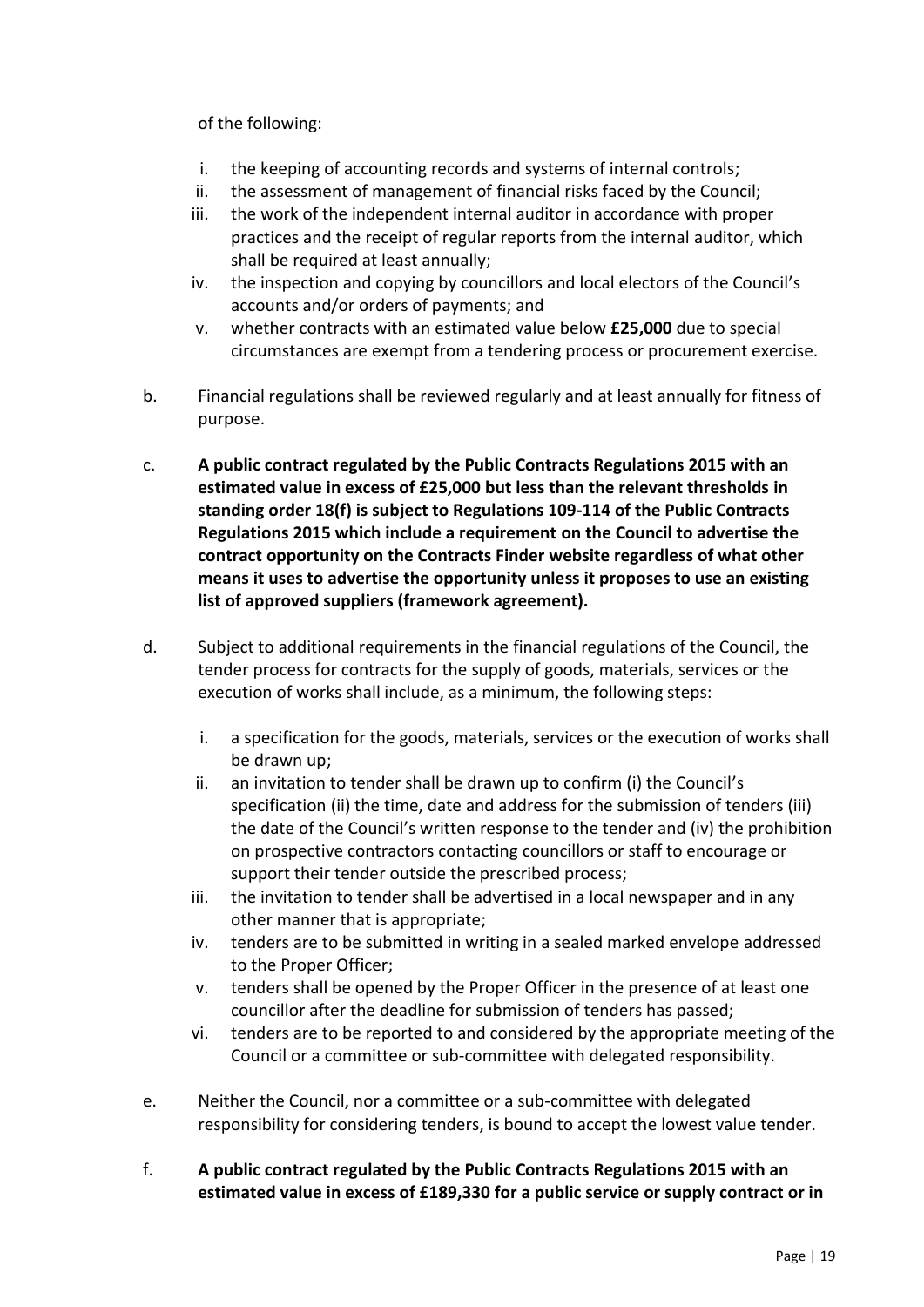of the following:

i. the keeping of accounting records and systems of internal controls;
ii. the assessment of management of financial risks faced by the Council;
iii. the work of the independent internal auditor in accordance with proper practices and the receipt of regular reports from the internal auditor, which shall be required at least annually;
iv. the inspection and copying by councillors and local electors of the Council's accounts and/or orders of payments; and
v. whether contracts with an estimated value below **£25,000** due to special circumstances are exempt from a tendering process or procurement exercise.

b. Financial regulations shall be reviewed regularly and at least annually for fitness of purpose.

c. **A public contract regulated by the Public Contracts Regulations 2015 with an estimated value in excess of £25,000 but less than the relevant thresholds in standing order 18(f) is subject to Regulations 109-114 of the Public Contracts Regulations 2015 which include a requirement on the Council to advertise the contract opportunity on the Contracts Finder website regardless of what other means it uses to advertise the opportunity unless it proposes to use an existing list of approved suppliers (framework agreement).**

d. Subject to additional requirements in the financial regulations of the Council, the tender process for contracts for the supply of goods, materials, services or the execution of works shall include, as a minimum, the following steps:

i. a specification for the goods, materials, services or the execution of works shall be drawn up;
ii. an invitation to tender shall be drawn up to confirm (i) the Council's specification (ii) the time, date and address for the submission of tenders (iii) the date of the Council's written response to the tender and (iv) the prohibition on prospective contractors contacting councillors or staff to encourage or support their tender outside the prescribed process;
iii. the invitation to tender shall be advertised in a local newspaper and in any other manner that is appropriate;
iv. tenders are to be submitted in writing in a sealed marked envelope addressed to the Proper Officer;
v. tenders shall be opened by the Proper Officer in the presence of at least one councillor after the deadline for submission of tenders has passed;
vi. tenders are to be reported to and considered by the appropriate meeting of the Council or a committee or sub-committee with delegated responsibility.

e. Neither the Council, nor a committee or a sub-committee with delegated responsibility for considering tenders, is bound to accept the lowest value tender.

f. **A public contract regulated by the Public Contracts Regulations 2015 with an estimated value in excess of £189,330 for a public service or supply contract or in**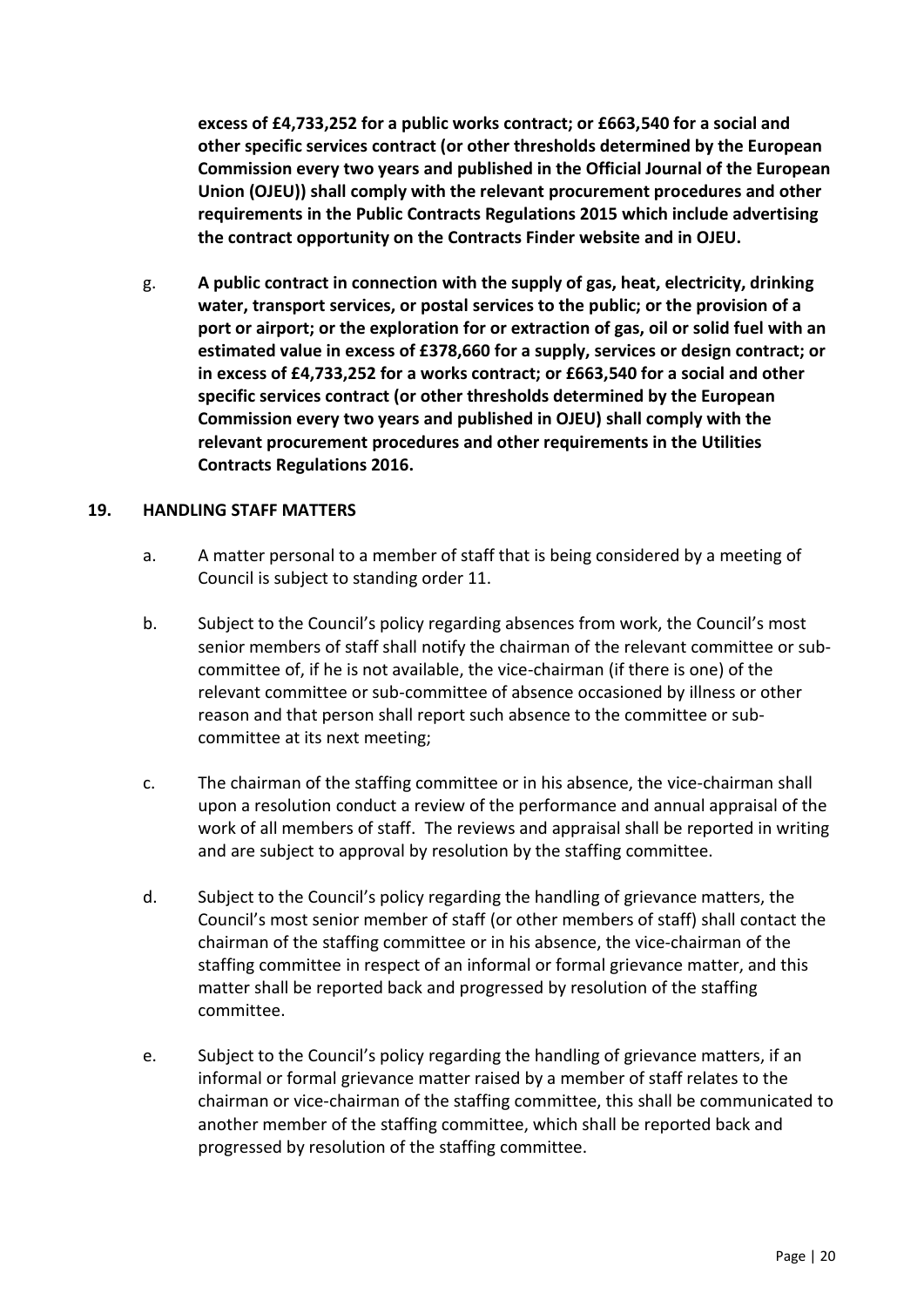**excess of £4,733,252 for a public works contract; or £663,540 for a social and other specific services contract (or other thresholds determined by the European Commission every two years and published in the Official Journal of the European Union (OJEU)) shall comply with the relevant procurement procedures and other requirements in the Public Contracts Regulations 2015 which include advertising the contract opportunity on the Contracts Finder website and in OJEU.**

g. **A public contract in connection with the supply of gas, heat, electricity, drinking water, transport services, or postal services to the public; or the provision of a port or airport; or the exploration for or extraction of gas, oil or solid fuel with an estimated value in excess of £378,660 for a supply, services or design contract; or in excess of £4,733,252 for a works contract; or £663,540 for a social and other specific services contract (or other thresholds determined by the European Commission every two years and published in OJEU) shall comply with the relevant procurement procedures and other requirements in the Utilities Contracts Regulations 2016.**

## 19. HANDLING STAFF MATTERS

a. A matter personal to a member of staff that is being considered by a meeting of Council is subject to standing order 11.

b. Subject to the Council's policy regarding absences from work, the Council's most senior members of staff shall notify the chairman of the relevant committee or sub-committee of, if he is not available, the vice-chairman (if there is one) of the relevant committee or sub-committee of absence occasioned by illness or other reason and that person shall report such absence to the committee or sub-committee at its next meeting;

c. The chairman of the staffing committee or in his absence, the vice-chairman shall upon a resolution conduct a review of the performance and annual appraisal of the work of all members of staff. The reviews and appraisal shall be reported in writing and are subject to approval by resolution by the staffing committee.

d. Subject to the Council's policy regarding the handling of grievance matters, the Council's most senior member of staff (or other members of staff) shall contact the chairman of the staffing committee or in his absence, the vice-chairman of the staffing committee in respect of an informal or formal grievance matter, and this matter shall be reported back and progressed by resolution of the staffing committee.

e. Subject to the Council's policy regarding the handling of grievance matters, if an informal or formal grievance matter raised by a member of staff relates to the chairman or vice-chairman of the staffing committee, this shall be communicated to another member of the staffing committee, which shall be reported back and progressed by resolution of the staffing committee.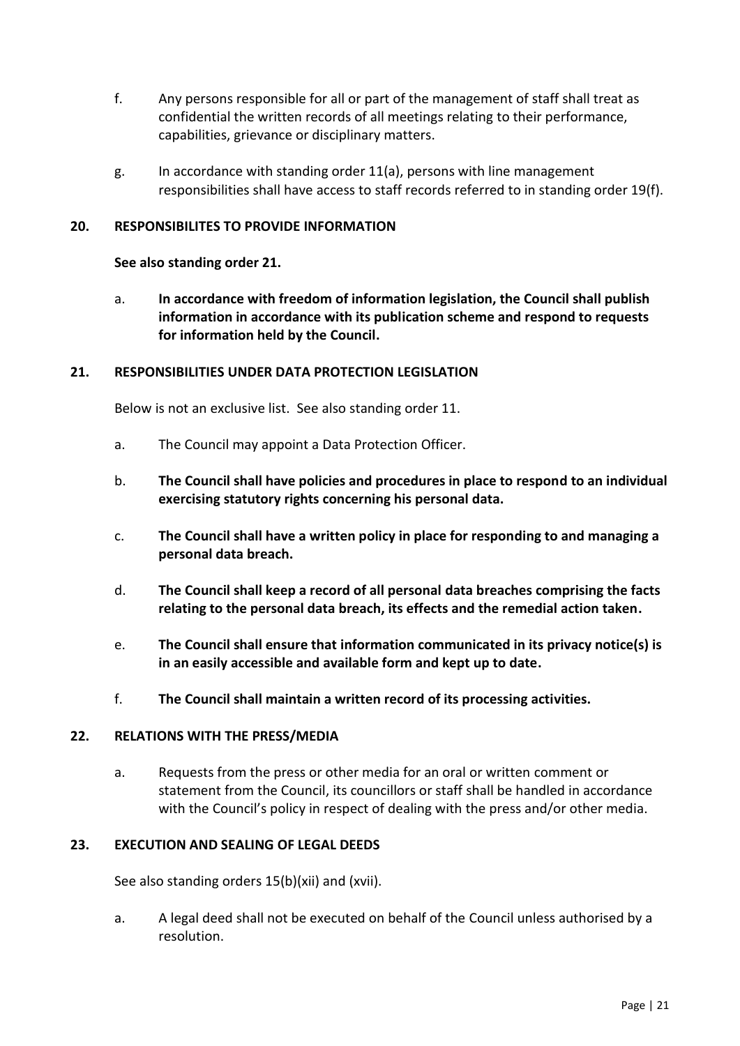f. Any persons responsible for all or part of the management of staff shall treat as confidential the written records of all meetings relating to their performance, capabilities, grievance or disciplinary matters.

g. In accordance with standing order 11(a), persons with line management responsibilities shall have access to staff records referred to in standing order 19(f).

## 20. RESPONSIBILITES TO PROVIDE INFORMATION

**See also standing order 21.**

a. **In accordance with freedom of information legislation, the Council shall publish information in accordance with its publication scheme and respond to requests for information held by the Council.**

## 21. RESPONSIBILITIES UNDER DATA PROTECTION LEGISLATION

Below is not an exclusive list. See also standing order 11.

a. The Council may appoint a Data Protection Officer.

b. **The Council shall have policies and procedures in place to respond to an individual exercising statutory rights concerning his personal data.**

c. **The Council shall have a written policy in place for responding to and managing a personal data breach.**

d. **The Council shall keep a record of all personal data breaches comprising the facts relating to the personal data breach, its effects and the remedial action taken.**

e. **The Council shall ensure that information communicated in its privacy notice(s) is in an easily accessible and available form and kept up to date.**

f. **The Council shall maintain a written record of its processing activities.**

## 22. RELATIONS WITH THE PRESS/MEDIA

a. Requests from the press or other media for an oral or written comment or statement from the Council, its councillors or staff shall be handled in accordance with the Council's policy in respect of dealing with the press and/or other media.

## 23. EXECUTION AND SEALING OF LEGAL DEEDS

See also standing orders 15(b)(xii) and (xvii).

a. A legal deed shall not be executed on behalf of the Council unless authorised by a resolution.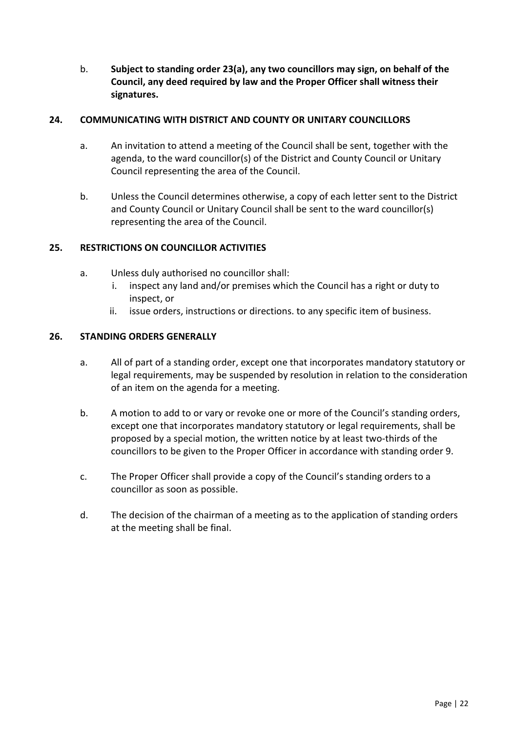b. **Subject to standing order 23(a), any two councillors may sign, on behalf of the Council, any deed required by law and the Proper Officer shall witness their signatures.**

## 24. COMMUNICATING WITH DISTRICT AND COUNTY OR UNITARY COUNCILLORS

a. An invitation to attend a meeting of the Council shall be sent, together with the agenda, to the ward councillor(s) of the District and County Council or Unitary Council representing the area of the Council.

b. Unless the Council determines otherwise, a copy of each letter sent to the District and County Council or Unitary Council shall be sent to the ward councillor(s) representing the area of the Council.

## 25. RESTRICTIONS ON COUNCILLOR ACTIVITIES

a. Unless duly authorised no councillor shall:
   i. inspect any land and/or premises which the Council has a right or duty to inspect, or
   ii. issue orders, instructions or directions. to any specific item of business.

## 26. STANDING ORDERS GENERALLY

a. All of part of a standing order, except one that incorporates mandatory statutory or legal requirements, may be suspended by resolution in relation to the consideration of an item on the agenda for a meeting.

b. A motion to add to or vary or revoke one or more of the Council's standing orders, except one that incorporates mandatory statutory or legal requirements, shall be proposed by a special motion, the written notice by at least two-thirds of the councillors to be given to the Proper Officer in accordance with standing order 9.

c. The Proper Officer shall provide a copy of the Council's standing orders to a councillor as soon as possible.

d. The decision of the chairman of a meeting as to the application of standing orders at the meeting shall be final.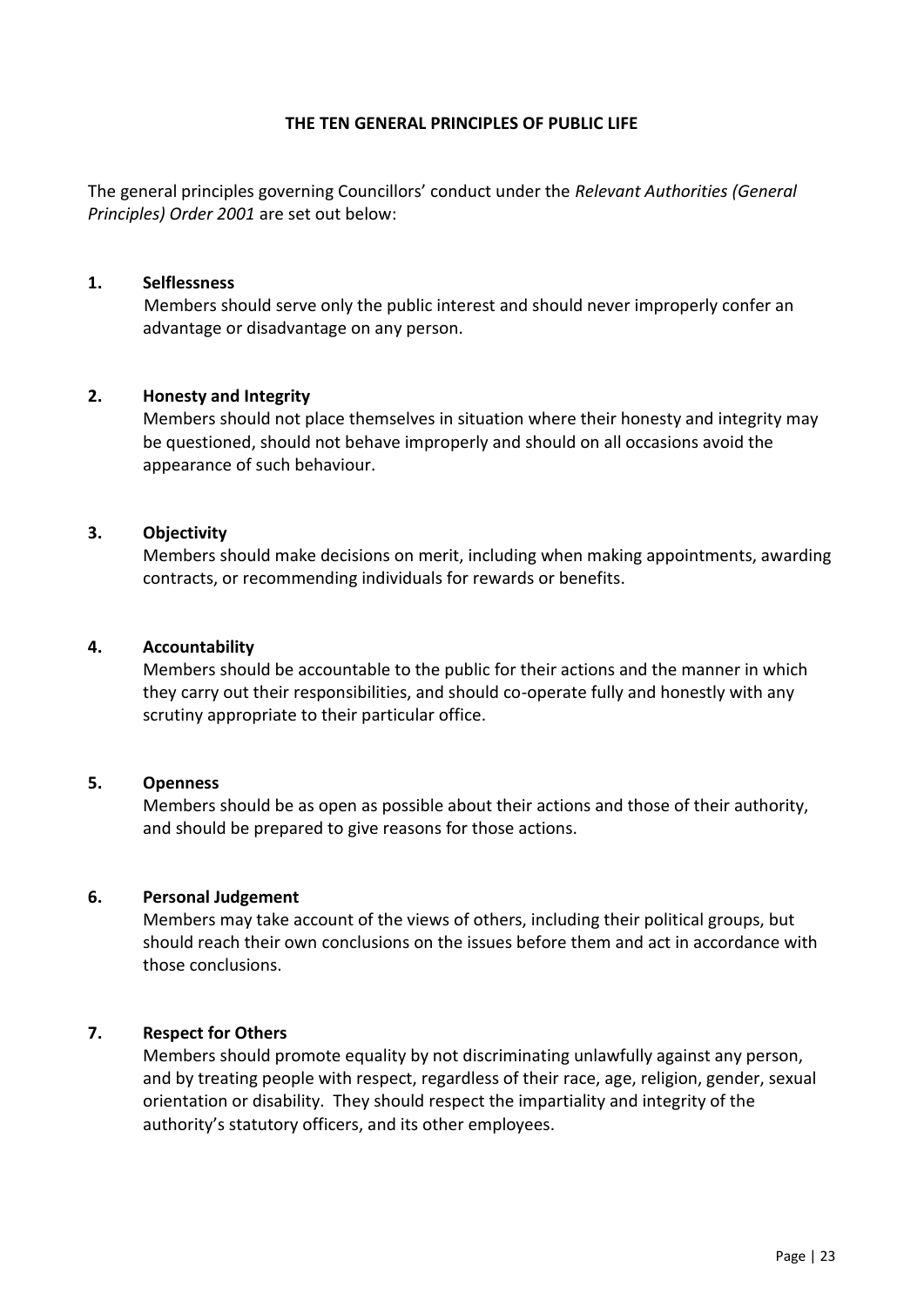## THE TEN GENERAL PRINCIPLES OF PUBLIC LIFE

The general principles governing Councillors' conduct under the *Relevant Authorities (General Principles) Order 2001* are set out below:

**1. Selflessness**

Members should serve only the public interest and should never improperly confer an advantage or disadvantage on any person.

**2. Honesty and Integrity**

Members should not place themselves in situation where their honesty and integrity may be questioned, should not behave improperly and should on all occasions avoid the appearance of such behaviour.

**3. Objectivity**

Members should make decisions on merit, including when making appointments, awarding contracts, or recommending individuals for rewards or benefits.

**4. Accountability**

Members should be accountable to the public for their actions and the manner in which they carry out their responsibilities, and should co-operate fully and honestly with any scrutiny appropriate to their particular office.

**5. Openness**

Members should be as open as possible about their actions and those of their authority, and should be prepared to give reasons for those actions.

**6. Personal Judgement**

Members may take account of the views of others, including their political groups, but should reach their own conclusions on the issues before them and act in accordance with those conclusions.

**7. Respect for Others**

Members should promote equality by not discriminating unlawfully against any person, and by treating people with respect, regardless of their race, age, religion, gender, sexual orientation or disability. They should respect the impartiality and integrity of the authority's statutory officers, and its other employees.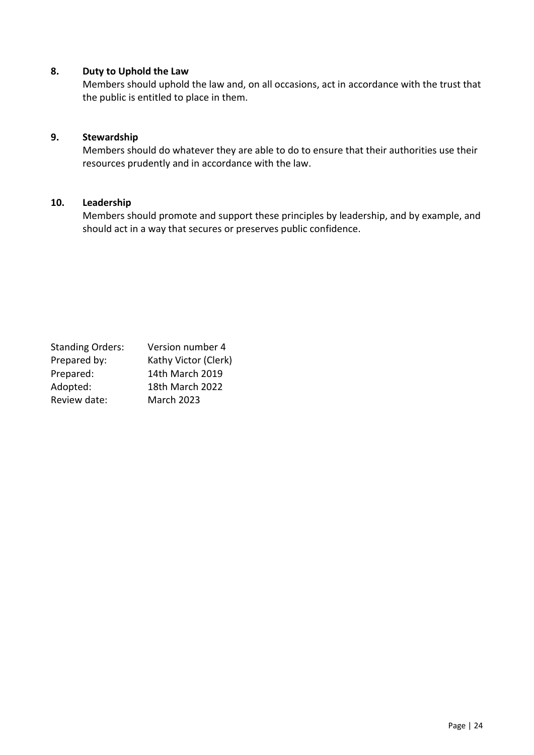**8. Duty to Uphold the Law**

Members should uphold the law and, on all occasions, act in accordance with the trust that the public is entitled to place in them.

**9. Stewardship**

Members should do whatever they are able to do to ensure that their authorities use their resources prudently and in accordance with the law.

**10. Leadership**

Members should promote and support these principles by leadership, and by example, and should act in a way that secures or preserves public confidence.

| | |
|---|---|
| Standing Orders: | Version number 4 |
| Prepared by: | Kathy Victor (Clerk) |
| Prepared: | 14th March 2019 |
| Adopted: | 18th March 2022 |
| Review date: | March 2023 |